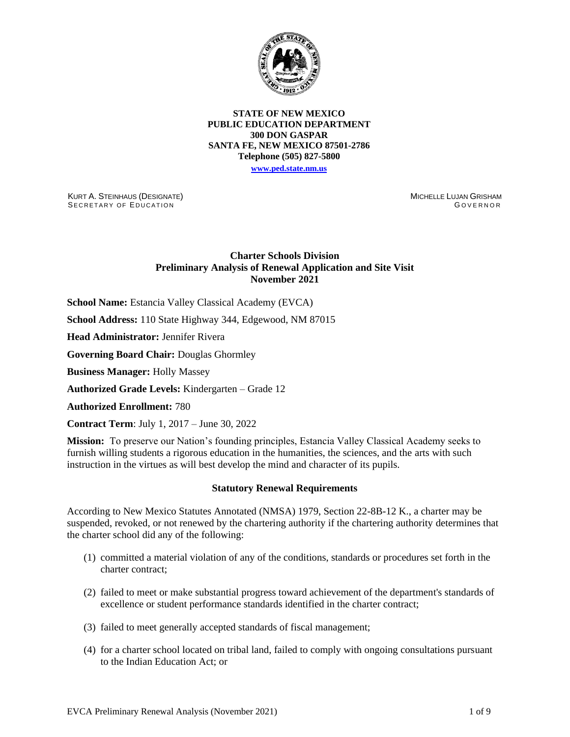**STATE OF NEW MEXICO**
**PUBLIC EDUCATION DEPARTMENT**
**300 DON GASPAR**
**SANTA FE, NEW MEXICO 87501-2786**
**Telephone (505) 827-5800**
**www.ped.state.nm.us**

KURT A. STEINHAUS (DESIGNATE)
SECRETARY OF EDUCATION

MICHELLE LUJAN GRISHAM
GOVERNOR

## Charter Schools Division
## Preliminary Analysis of Renewal Application and Site Visit
## November 2021

**School Name:** Estancia Valley Classical Academy (EVCA)

**School Address:** 110 State Highway 344, Edgewood, NM 87015

**Head Administrator:** Jennifer Rivera

**Governing Board Chair:** Douglas Ghormley

**Business Manager:** Holly Massey

**Authorized Grade Levels:** Kindergarten – Grade 12

**Authorized Enrollment:** 780

**Contract Term**: July 1, 2017 – June 30, 2022

**Mission:** To preserve our Nation's founding principles, Estancia Valley Classical Academy seeks to furnish willing students a rigorous education in the humanities, the sciences, and the arts with such instruction in the virtues as will best develop the mind and character of its pupils.

### Statutory Renewal Requirements

According to New Mexico Statutes Annotated (NMSA) 1979, Section 22-8B-12 K., a charter may be suspended, revoked, or not renewed by the chartering authority if the chartering authority determines that the charter school did any of the following:

(1) committed a material violation of any of the conditions, standards or procedures set forth in the charter contract;

(2) failed to meet or make substantial progress toward achievement of the department's standards of excellence or student performance standards identified in the charter contract;

(3) failed to meet generally accepted standards of fiscal management;

(4) for a charter school located on tribal land, failed to comply with ongoing consultations pursuant to the Indian Education Act; or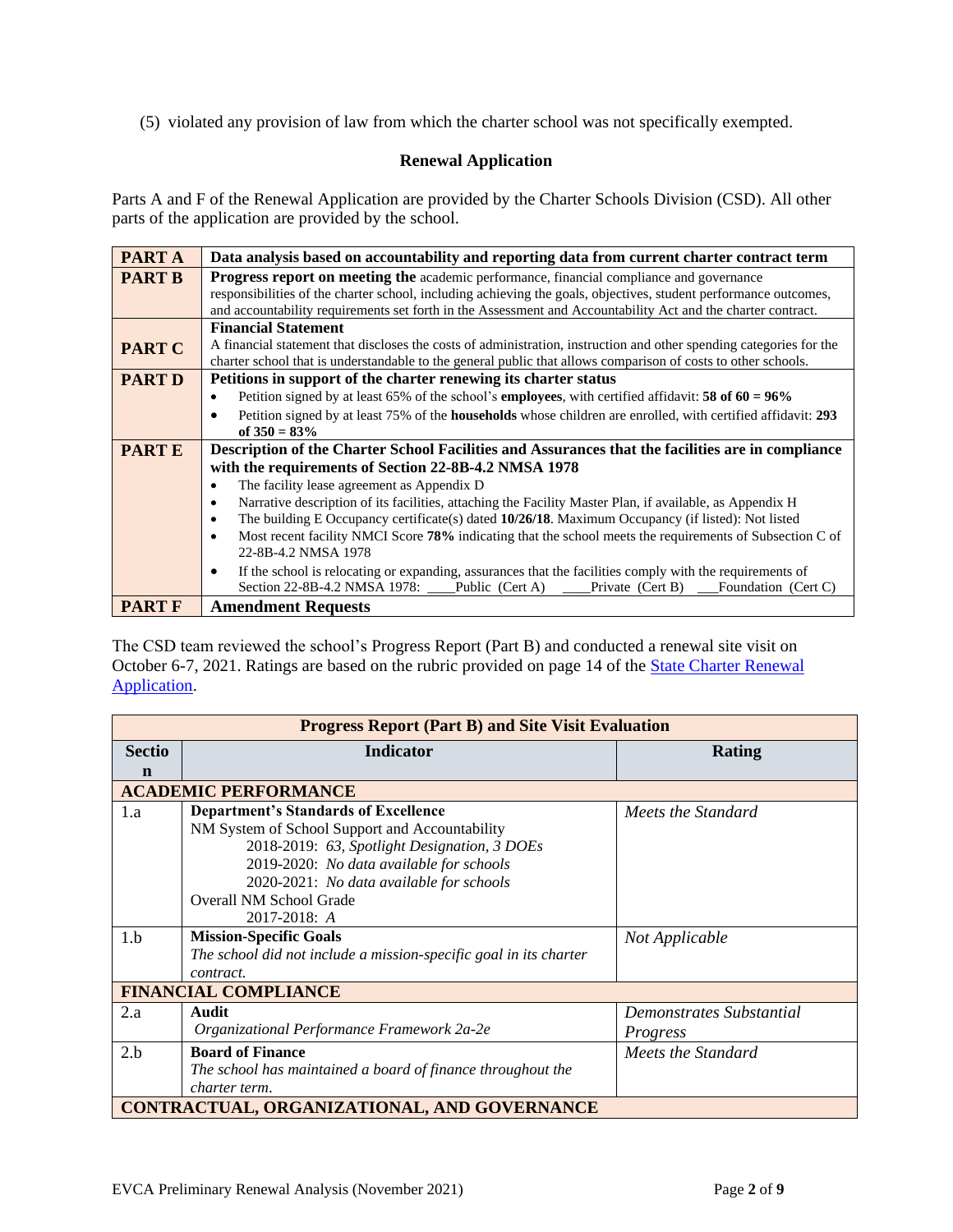(5) violated any provision of law from which the charter school was not specifically exempted.

### Renewal Application

Parts A and F of the Renewal Application are provided by the Charter Schools Division (CSD). All other parts of the application are provided by the school.

| | |
|---|---|
| **PART A** | **Data analysis based on accountability and reporting data from current charter contract term** |
| **PART B** | **Progress report on meeting the** academic performance, financial compliance and governance responsibilities of the charter school, including achieving the goals, objectives, student performance outcomes, and accountability requirements set forth in the Assessment and Accountability Act and the charter contract. |
| **PART C** | **Financial Statement**<br>A financial statement that discloses the costs of administration, instruction and other spending categories for the charter school that is understandable to the general public that allows comparison of costs to other schools. |
| **PART D** | **Petitions in support of the charter renewing its charter status**<br>• Petition signed by at least 65% of the school's **employees**, with certified affidavit: **58 of 60 = 96%**<br>• Petition signed by at least 75% of the **households** whose children are enrolled, with certified affidavit: **293 of 350 = 83%** |
| **PART E** | **Description of the Charter School Facilities and Assurances that the facilities are in compliance with the requirements of Section 22-8B-4.2 NMSA 1978**<br>• The facility lease agreement as Appendix D<br>• Narrative description of its facilities, attaching the Facility Master Plan, if available, as Appendix H<br>• The building E Occupancy certificate(s) dated **10/26/18**. Maximum Occupancy (if listed): Not listed<br>• Most recent facility NMCI Score **78%** indicating that the school meets the requirements of Subsection C of 22-8B-4.2 NMSA 1978<br>• If the school is relocating or expanding, assurances that the facilities comply with the requirements of Section 22-8B-4.2 NMSA 1978: ____Public (Cert A) ____Private (Cert B) ___Foundation (Cert C) |
| **PART F** | **Amendment Requests** |

The CSD team reviewed the school's Progress Report (Part B) and conducted a renewal site visit on October 6-7, 2021. Ratings are based on the rubric provided on page 14 of the State Charter Renewal Application.

| **Progress Report (Part B) and Site Visit Evaluation** | | |
|---|---|---|
| **Section** | **Indicator** | **Rating** |
| **ACADEMIC PERFORMANCE** | | |
| 1.a | **Department's Standards of Excellence**<br>NM System of School Support and Accountability<br>2018-2019: *63, Spotlight Designation, 3 DOEs*<br>2019-2020: *No data available for schools*<br>2020-2021: *No data available for schools*<br>Overall NM School Grade<br>2017-2018: *A* | *Meets the Standard* |
| 1.b | **Mission-Specific Goals**<br>*The school did not include a mission-specific goal in its charter contract.* | *Not Applicable* |
| **FINANCIAL COMPLIANCE** | | |
| 2.a | **Audit**<br>*Organizational Performance Framework 2a-2e* | *Demonstrates Substantial Progress* |
| 2.b | **Board of Finance**<br>*The school has maintained a board of finance throughout the charter term.* | *Meets the Standard* |
| **CONTRACTUAL, ORGANIZATIONAL, AND GOVERNANCE** | | |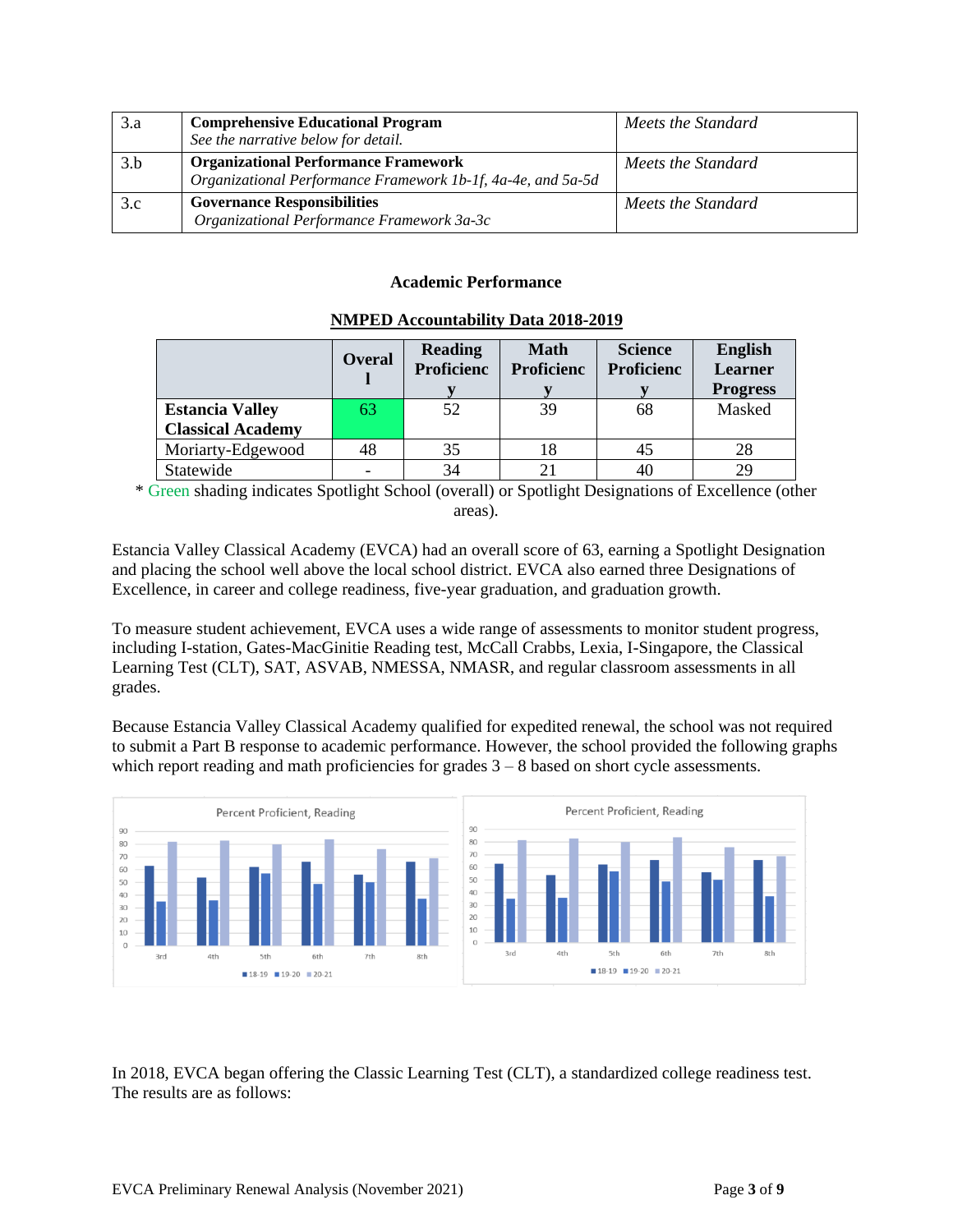| 3.a | **Comprehensive Educational Program** *See the narrative below for detail.* | *Meets the Standard* |
|---|---|---|
| 3.b | **Organizational Performance Framework** *Organizational Performance Framework 1b-1f, 4a-4e, and 5a-5d* | *Meets the Standard* |
| 3.c | **Governance Responsibilities** *Organizational Performance Framework 3a-3c* | *Meets the Standard* |

## Academic Performance

**NMPED Accountability Data 2018-2019**

| | Overall | Reading Proficiency | Math Proficiency | Science Proficiency | English Learner Progress |
|---|---|---|---|---|---|
| **Estancia Valley Classical Academy** | 63 | 52 | 39 | 68 | Masked |
| Moriarty-Edgewood | 48 | 35 | 18 | 45 | 28 |
| Statewide | - | 34 | 21 | 40 | 29 |

\* Green shading indicates Spotlight School (overall) or Spotlight Designations of Excellence (other areas).

Estancia Valley Classical Academy (EVCA) had an overall score of 63, earning a Spotlight Designation and placing the school well above the local school district. EVCA also earned three Designations of Excellence, in career and college readiness, five-year graduation, and graduation growth.

To measure student achievement, EVCA uses a wide range of assessments to monitor student progress, including I-station, Gates-MacGinitie Reading test, McCall Crabbs, Lexia, I-Singapore, the Classical Learning Test (CLT), SAT, ASVAB, NMESSA, NMASR, and regular classroom assessments in all grades.

Because Estancia Valley Classical Academy qualified for expedited renewal, the school was not required to submit a Part B response to academic performance. However, the school provided the following graphs which report reading and math proficiencies for grades 3 – 8 based on short cycle assessments.

Percent Proficient, Reading

Percent Proficient, Reading

In 2018, EVCA began offering the Classic Learning Test (CLT), a standardized college readiness test. The results are as follows: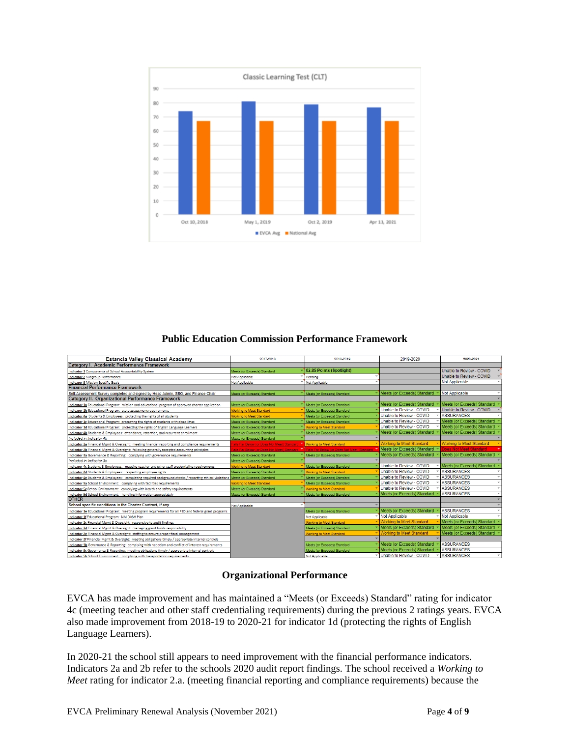Classic Learning Test (CLT)

| Date | EVCA Avg | National Avg |
|---|---|---|
| Oct 10, 2018 | ~74 | ~67 |
| May 1, 2019 | ~81 | ~67 |
| Oct 2, 2019 | ~79 | ~67 |
| Apr 13, 2021 | ~77 | ~67 |

## Public Education Commission Performance Framework

| Estancia Valley Classical Academy | 2017-2018 | 2018-2019 | 2019-2020 | 2020-2021 |
|---|---|---|---|---|
| **Category I. Academic Performance Framework** | | | | |
| Indicator 1 Components of School Accountability System | Meets (or Exceeds) Standard | 62.85 Points (Spotlight) | | Unable to Review - COVID |
| Indicator 2 Subgroup Performance | Not Applicable | Pending | | Unable to Review - COVID |
| Indicator 3 Mission Specific Goals | Not Applicable | Not Applicable | | Not Applicable |
| **Financial Performance Framework** | | | | |
| Self-Assessment Survey completed and signed by Head Admin, SBO, and Finance Chair | Meets (or Exceeds) Standard | Meets (or Exceeds) Standard | Meets (or Exceeds) Standard | Not Applicable |
| **Category II. Organizational Performance Framework** | | | | |
| Indicator 1a Educational Program: mission and educational program of approved charter application | Meets (or Exceeds) Standard | Meets (or Exceeds) Standard | Meets (or Exceeds) Standard | Meets (or Exceeds) Standard |
| Indicator 1b Educational Program: state assessment requirements | Working to Meet Standard | Meets (or Exceeds) Standard | Unable to Review - COVID | Unable to Review - COVID |
| Indicator 4a Students & Employees: protecting the rights of all students | Working to Meet Standard | Meets (or Exceeds) Standard | Unable to Review - COVID | ASSURANCES |
| Indicator 1c Educational Program: protecting the rights of students with disabilities | Meets (or Exceeds) Standard | Meets (or Exceeds) Standard | Unable to Review - COVID | Meets (or Exceeds) Standard |
| Indicator 1d Educational Program: protecting the rights of English Language Learners | Meets (or Exceeds) Standard | Working to Meet Standard | Unable to Review - COVID | Meets (or Exceeds) Standard |
| Indicator 4b Students & Employees: attendance, retention, and recurrent enrollment | Meets (or Exceeds) Standard | Meets (or Exceeds) Standard | Meets (or Exceeds) Standard | Meets (or Exceeds) Standard |
| Included in indicator 4b | Meets (or Exceeds) Standard | | | |
| Indicator 2a Financial Mgmt & Oversight: meeting financial reporting and compliance requirements | Falls Far Below (or Does Not Meet) Standard | Working to Meet Standard | Working to Meet Standard | Working to Meet Standard |
| Indicator 2b Financial Mgmt & Oversight: following generally accepted accounting principles | Falls Far Below (or Does Not Meet) Standard | Falls Far Below (or Does Not Meet) Standard | Meets (or Exceeds) Standard | Does Not Meet Standard |
| Indicator 3a Governance & Reporting: complying with governance requirements | Meets (or Exceeds) Standard | Meets (or Exceeds) Standard | Meets (or Exceeds) Standard | Meets (or Exceeds) Standard |
| Included in indicator 3c | Meets (or Exceeds) Standard | | | |
| Indicator 4c Students & Employees: meeting teacher and other staff credentialing requirements | Working to Meet Standard | Meets (or Exceeds) Standard | Unable to Review - COVID | Meets (or Exceeds) Standard |
| Indicator 4d Students & Employees: respecting employee rights | Meets (or Exceeds) Standard | Working to Meet Standard | Unable to Review - COVID | ASSURANCES |
| Indicator 4e Students & Employees: completing required background checks / reporting ethical violations | Meets (or Exceeds) Standard | Meets (or Exceeds) Standard | Unable to Review - COVID | ASSURANCES |
| Indicator 5a School Environment: complying with facilities requirements | Working to Meet Standard | Meets (or Exceeds) Standard | Unable to Review - COVID | ASSURANCES |
| Indicator 5c School Environment: complying with health and safety requirements | Meets (or Exceeds) Standard | Working to Meet Standard | Unable to Review - COVID | ASSURANCES |
| Indicator 5d School Environment: handling information appropriately | Meets (or Exceeds) Standard | Meets (or Exceeds) Standard | Meets (or Exceeds) Standard | ASSURANCES |
| **OTHER** | | | | |
| School specific conditions in the Charter Contract, if any | Not Applicable | | | |
| Indicator 1e Educational Program: meeting program requirements for all PED and federal grant programs | | Meets (or Exceeds) Standard | Meets (or Exceeds) Standard | ASSURANCES |
| Indicator 1f Educational Program: NM DASH Plan | | Not Applicable | Not Applicable | Not Applicable |
| Indicator 2c Financial Mgmt & Oversight: responsive to audit findings | | Working to Meet Standard | Working to Meet Standard | Meets (or Exceeds) Standard |
| Indicator 2d Financial Mgmt & Oversight: managing grant funds responsibility | | Meets (or Exceeds) Standard | Meets (or Exceeds) Standard | Meets (or Exceeds) Standard |
| Indicator 2e Financial Mgmt & Oversight: staffing to ensure proper fiscal management | | Working to Meet Standard | Working to Meet Standard | Meets (or Exceeds) Standard |
| Indicator 2f Financial Mgmt & Oversight: meeting obligations timely / appropriate internal controls | | | | |
| Indicator 3b Governance & Reporting: complying with nepotism and conflict of interest requirements | | Meets (or Exceeds) Standard | Meets (or Exceeds) Standard | ASSURANCES |
| Indicator 3c Governance & Reporting: meeting obligations timely / appropriate internal controls | | Meets (or Exceeds) Standard | Meets (or Exceeds) Standard | ASSURANCES |
| Indicator 5b School Environment: complying with transportation requirements | | Not Applicable | Unable to Review - COVID | ASSURANCES |

## Organizational Performance

EVCA has made improvement and has maintained a "Meets (or Exceeds) Standard" rating for indicator 4c (meeting teacher and other staff credentialing requirements) during the previous 2 ratings years. EVCA also made improvement from 2018-19 to 2020-21 for indicator 1d (protecting the rights of English Language Learners).

In 2020-21 the school still appears to need improvement with the financial performance indicators. Indicators 2a and 2b refer to the schools 2020 audit report findings. The school received a *Working to Meet* rating for indicator 2.a. (meeting financial reporting and compliance requirements) because the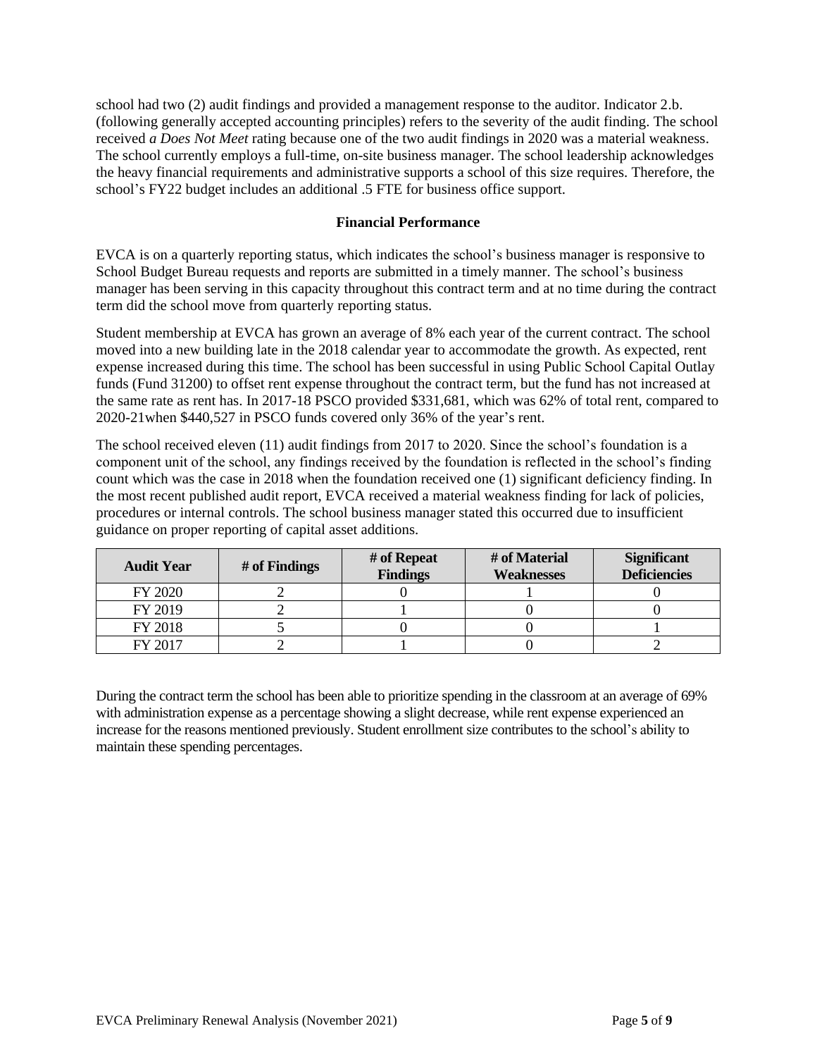school had two (2) audit findings and provided a management response to the auditor. Indicator 2.b. (following generally accepted accounting principles) refers to the severity of the audit finding. The school received *a Does Not Meet* rating because one of the two audit findings in 2020 was a material weakness. The school currently employs a full-time, on-site business manager. The school leadership acknowledges the heavy financial requirements and administrative supports a school of this size requires. Therefore, the school's FY22 budget includes an additional .5 FTE for business office support.

**Financial Performance**

EVCA is on a quarterly reporting status, which indicates the school's business manager is responsive to School Budget Bureau requests and reports are submitted in a timely manner. The school's business manager has been serving in this capacity throughout this contract term and at no time during the contract term did the school move from quarterly reporting status.

Student membership at EVCA has grown an average of 8% each year of the current contract. The school moved into a new building late in the 2018 calendar year to accommodate the growth. As expected, rent expense increased during this time. The school has been successful in using Public School Capital Outlay funds (Fund 31200) to offset rent expense throughout the contract term, but the fund has not increased at the same rate as rent has. In 2017-18 PSCO provided $331,681, which was 62% of total rent, compared to 2020-21when $440,527 in PSCO funds covered only 36% of the year's rent.

The school received eleven (11) audit findings from 2017 to 2020. Since the school's foundation is a component unit of the school, any findings received by the foundation is reflected in the school's finding count which was the case in 2018 when the foundation received one (1) significant deficiency finding. In the most recent published audit report, EVCA received a material weakness finding for lack of policies, procedures or internal controls. The school business manager stated this occurred due to insufficient guidance on proper reporting of capital asset additions.

| Audit Year | # of Findings | # of Repeat Findings | # of Material Weaknesses | Significant Deficiencies |
|---|---|---|---|---|
| FY 2020 | 2 | 0 | 1 | 0 |
| FY 2019 | 2 | 1 | 0 | 0 |
| FY 2018 | 5 | 0 | 0 | 1 |
| FY 2017 | 2 | 1 | 0 | 2 |

During the contract term the school has been able to prioritize spending in the classroom at an average of 69% with administration expense as a percentage showing a slight decrease, while rent expense experienced an increase for the reasons mentioned previously. Student enrollment size contributes to the school's ability to maintain these spending percentages.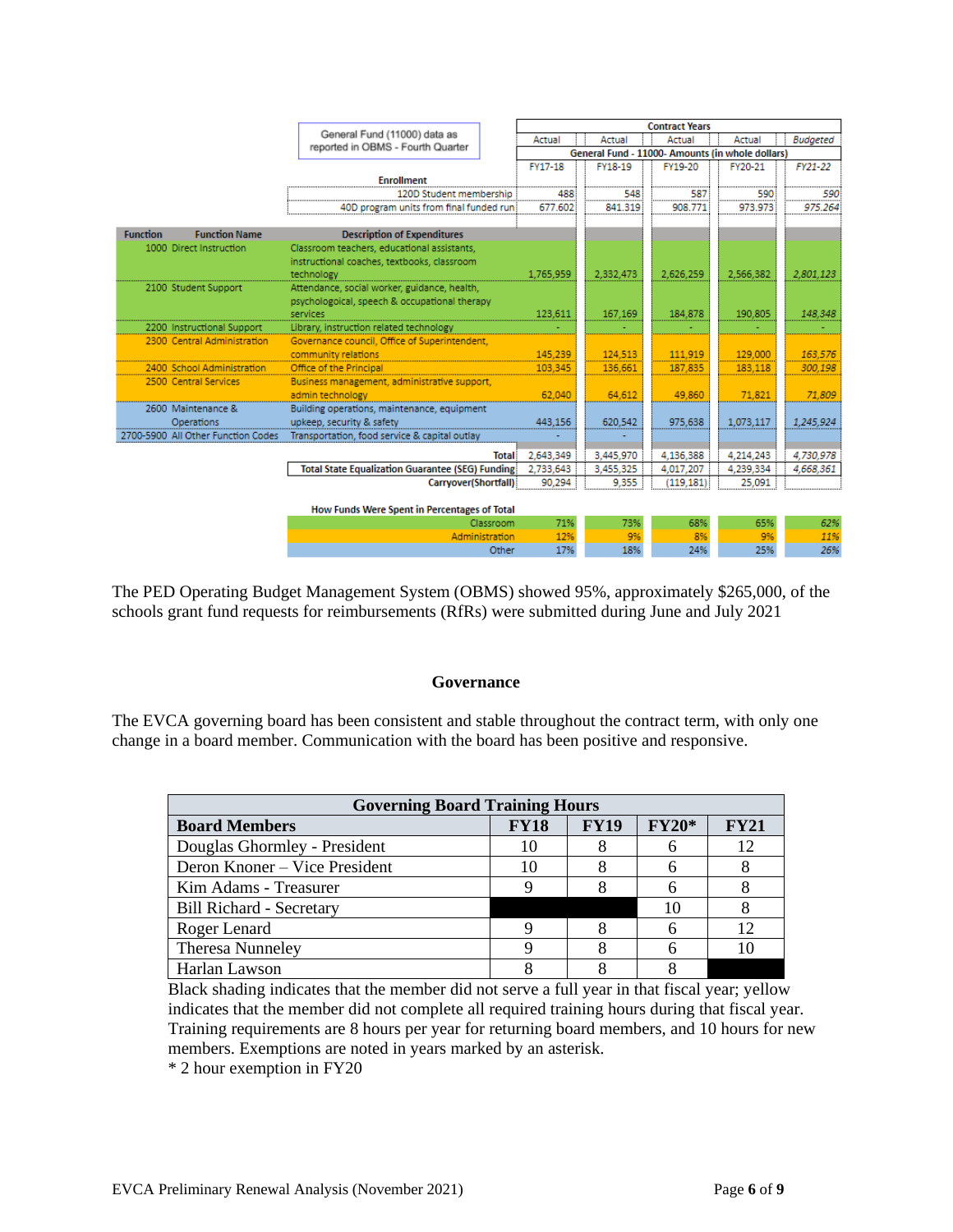| General Fund (11000) data as reported in OBMS - Fourth Quarter | | Contract Years | | | | |
|---|---|---|---|---|---|---|
| | | Actual | Actual | Actual | Actual | *Budgeted* |
| | | General Fund - 11000- Amounts (in whole dollars) | | | | |
| | | FY17-18 | FY18-19 | FY19-20 | FY20-21 | *FY21-22* |
| | **Enrollment** | | | | | |
| | 120D Student membership | 488 | 548 | 587 | 590 | *590* |
| | 40D program units from final funded run | 677.602 | 841.319 | 908.771 | 973.973 | *975.264* |
| **Function / Function Name** | **Description of Expenditures** | | | | | |
| 1000 Direct Instruction | Classroom teachers, educational assistants, instructional coaches, textbooks, classroom technology | 1,765,959 | 2,332,473 | 2,626,259 | 2,566,382 | *2,801,123* |
| 2100 Student Support | Attendance, social worker, guidance, health, psychologoical, speech & occupational therapy services | 123,611 | 167,169 | 184,878 | 190,805 | *148,348* |
| 2200 Instructional Support | Library, instruction related technology | - | - | - | - | *-* |
| 2300 Central Administration | Governance council, Office of Superintendent, community relations | 145,239 | 124,513 | 111,919 | 129,000 | *163,576* |
| 2400 School Administration | Office of the Principal | 103,345 | 136,661 | 187,835 | 183,118 | *300,198* |
| 2500 Central Services | Business management, administrative support, admin technology | 62,040 | 64,612 | 49,860 | 71,821 | *71,809* |
| 2600 Maintenance & Operations | Building operations, maintenance, equipment upkeep, security & safety | 443,156 | 620,542 | 975,638 | 1,073,117 | *1,245,924* |
| 2700-5900 All Other Function Codes | Transportation, food service & capital outlay | - | - | | | |
| | **Total** | 2,643,349 | 3,445,970 | 4,136,388 | 4,214,243 | *4,730,978* |
| | **Total State Equalization Guarantee (SEG) Funding** | 2,733,643 | 3,455,325 | 4,017,207 | 4,239,334 | *4,668,361* |
| | **Carryover(Shortfall)** | 90,294 | 9,355 | (119,181) | 25,091 | |
| | **How Funds Were Spent in Percentages of Total** | | | | | |
| | Classroom | 71% | 73% | 68% | 65% | *62%* |
| | Administration | 12% | 9% | 8% | 9% | *11%* |
| | Other | 17% | 18% | 24% | 25% | *26%* |

The PED Operating Budget Management System (OBMS) showed 95%, approximately $265,000, of the schools grant fund requests for reimbursements (RfRs) were submitted during June and July 2021

## Governance

The EVCA governing board has been consistent and stable throughout the contract term, with only one change in a board member. Communication with the board has been positive and responsive.

| Governing Board Training Hours | | | | |
|---|---|---|---|---|
| **Board Members** | **FY18** | **FY19** | **FY20*** | **FY21** |
| Douglas Ghormley - President | 10 | 8 | 6 | 12 |
| Deron Knoner – Vice President | 10 | 8 | 6 | 8 |
| Kim Adams - Treasurer | 9 | 8 | 6 | 8 |
| Bill Richard - Secretary | | | 10 | 8 |
| Roger Lenard | 9 | 8 | 6 | 12 |
| Theresa Nunneley | 9 | 8 | 6 | 10 |
| Harlan Lawson | 8 | 8 | 8 | |

Black shading indicates that the member did not serve a full year in that fiscal year; yellow indicates that the member did not complete all required training hours during that fiscal year. Training requirements are 8 hours per year for returning board members, and 10 hours for new members. Exemptions are noted in years marked by an asterisk.

* 2 hour exemption in FY20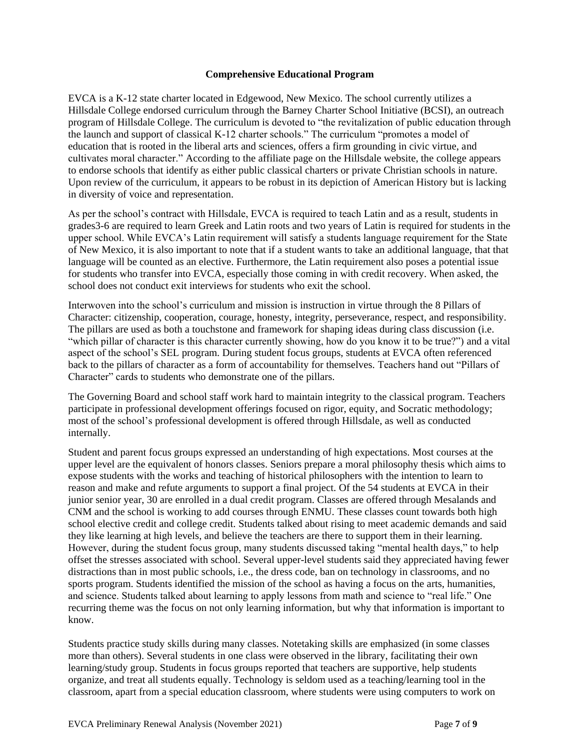**Comprehensive Educational Program**

EVCA is a K-12 state charter located in Edgewood, New Mexico. The school currently utilizes a Hillsdale College endorsed curriculum through the Barney Charter School Initiative (BCSI), an outreach program of Hillsdale College. The curriculum is devoted to "the revitalization of public education through the launch and support of classical K-12 charter schools." The curriculum "promotes a model of education that is rooted in the liberal arts and sciences, offers a firm grounding in civic virtue, and cultivates moral character." According to the affiliate page on the Hillsdale website, the college appears to endorse schools that identify as either public classical charters or private Christian schools in nature. Upon review of the curriculum, it appears to be robust in its depiction of American History but is lacking in diversity of voice and representation.

As per the school's contract with Hillsdale, EVCA is required to teach Latin and as a result, students in grades3-6 are required to learn Greek and Latin roots and two years of Latin is required for students in the upper school. While EVCA's Latin requirement will satisfy a students language requirement for the State of New Mexico, it is also important to note that if a student wants to take an additional language, that that language will be counted as an elective. Furthermore, the Latin requirement also poses a potential issue for students who transfer into EVCA, especially those coming in with credit recovery. When asked, the school does not conduct exit interviews for students who exit the school.

Interwoven into the school's curriculum and mission is instruction in virtue through the 8 Pillars of Character: citizenship, cooperation, courage, honesty, integrity, perseverance, respect, and responsibility. The pillars are used as both a touchstone and framework for shaping ideas during class discussion (i.e. "which pillar of character is this character currently showing, how do you know it to be true?") and a vital aspect of the school's SEL program. During student focus groups, students at EVCA often referenced back to the pillars of character as a form of accountability for themselves. Teachers hand out "Pillars of Character" cards to students who demonstrate one of the pillars.

The Governing Board and school staff work hard to maintain integrity to the classical program. Teachers participate in professional development offerings focused on rigor, equity, and Socratic methodology; most of the school's professional development is offered through Hillsdale, as well as conducted internally.

Student and parent focus groups expressed an understanding of high expectations. Most courses at the upper level are the equivalent of honors classes. Seniors prepare a moral philosophy thesis which aims to expose students with the works and teaching of historical philosophers with the intention to learn to reason and make and refute arguments to support a final project. Of the 54 students at EVCA in their junior senior year, 30 are enrolled in a dual credit program. Classes are offered through Mesalands and CNM and the school is working to add courses through ENMU. These classes count towards both high school elective credit and college credit. Students talked about rising to meet academic demands and said they like learning at high levels, and believe the teachers are there to support them in their learning. However, during the student focus group, many students discussed taking "mental health days," to help offset the stresses associated with school. Several upper-level students said they appreciated having fewer distractions than in most public schools, i.e., the dress code, ban on technology in classrooms, and no sports program. Students identified the mission of the school as having a focus on the arts, humanities, and science. Students talked about learning to apply lessons from math and science to "real life." One recurring theme was the focus on not only learning information, but why that information is important to know.

Students practice study skills during many classes. Notetaking skills are emphasized (in some classes more than others). Several students in one class were observed in the library, facilitating their own learning/study group. Students in focus groups reported that teachers are supportive, help students organize, and treat all students equally. Technology is seldom used as a teaching/learning tool in the classroom, apart from a special education classroom, where students were using computers to work on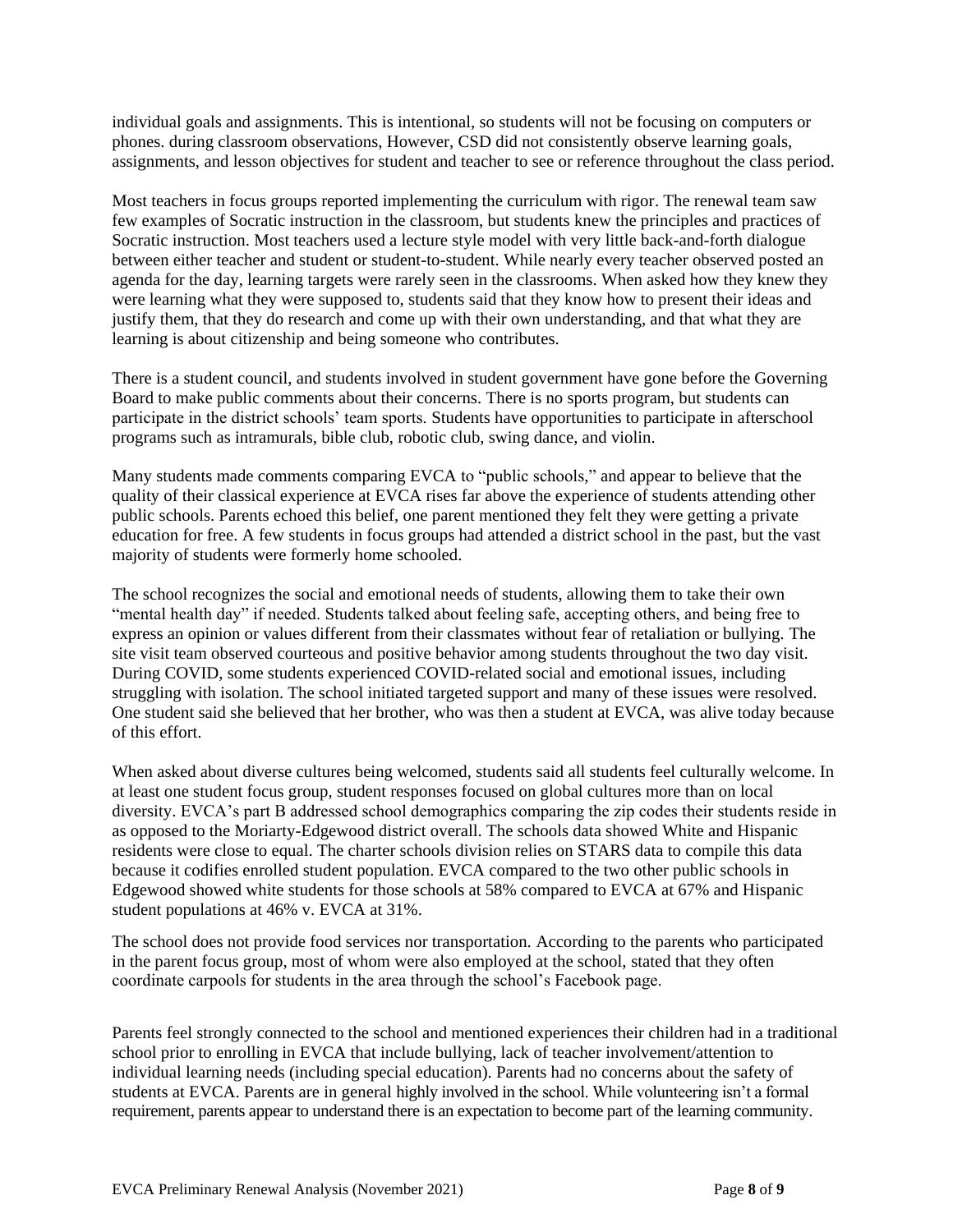individual goals and assignments. This is intentional, so students will not be focusing on computers or phones. during classroom observations, However, CSD did not consistently observe learning goals, assignments, and lesson objectives for student and teacher to see or reference throughout the class period.

Most teachers in focus groups reported implementing the curriculum with rigor. The renewal team saw few examples of Socratic instruction in the classroom, but students knew the principles and practices of Socratic instruction. Most teachers used a lecture style model with very little back-and-forth dialogue between either teacher and student or student-to-student. While nearly every teacher observed posted an agenda for the day, learning targets were rarely seen in the classrooms. When asked how they knew they were learning what they were supposed to, students said that they know how to present their ideas and justify them, that they do research and come up with their own understanding, and that what they are learning is about citizenship and being someone who contributes.

There is a student council, and students involved in student government have gone before the Governing Board to make public comments about their concerns. There is no sports program, but students can participate in the district schools' team sports. Students have opportunities to participate in afterschool programs such as intramurals, bible club, robotic club, swing dance, and violin.

Many students made comments comparing EVCA to "public schools," and appear to believe that the quality of their classical experience at EVCA rises far above the experience of students attending other public schools. Parents echoed this belief, one parent mentioned they felt they were getting a private education for free. A few students in focus groups had attended a district school in the past, but the vast majority of students were formerly home schooled.

The school recognizes the social and emotional needs of students, allowing them to take their own "mental health day" if needed. Students talked about feeling safe, accepting others, and being free to express an opinion or values different from their classmates without fear of retaliation or bullying. The site visit team observed courteous and positive behavior among students throughout the two day visit. During COVID, some students experienced COVID-related social and emotional issues, including struggling with isolation. The school initiated targeted support and many of these issues were resolved. One student said she believed that her brother, who was then a student at EVCA, was alive today because of this effort.

When asked about diverse cultures being welcomed, students said all students feel culturally welcome. In at least one student focus group, student responses focused on global cultures more than on local diversity. EVCA's part B addressed school demographics comparing the zip codes their students reside in as opposed to the Moriarty-Edgewood district overall. The schools data showed White and Hispanic residents were close to equal. The charter schools division relies on STARS data to compile this data because it codifies enrolled student population. EVCA compared to the two other public schools in Edgewood showed white students for those schools at 58% compared to EVCA at 67% and Hispanic student populations at 46% v. EVCA at 31%.

The school does not provide food services nor transportation. According to the parents who participated in the parent focus group, most of whom were also employed at the school, stated that they often coordinate carpools for students in the area through the school's Facebook page.

Parents feel strongly connected to the school and mentioned experiences their children had in a traditional school prior to enrolling in EVCA that include bullying, lack of teacher involvement/attention to individual learning needs (including special education). Parents had no concerns about the safety of students at EVCA. Parents are in general highly involved in the school. While volunteering isn't a formal requirement, parents appear to understand there is an expectation to become part of the learning community.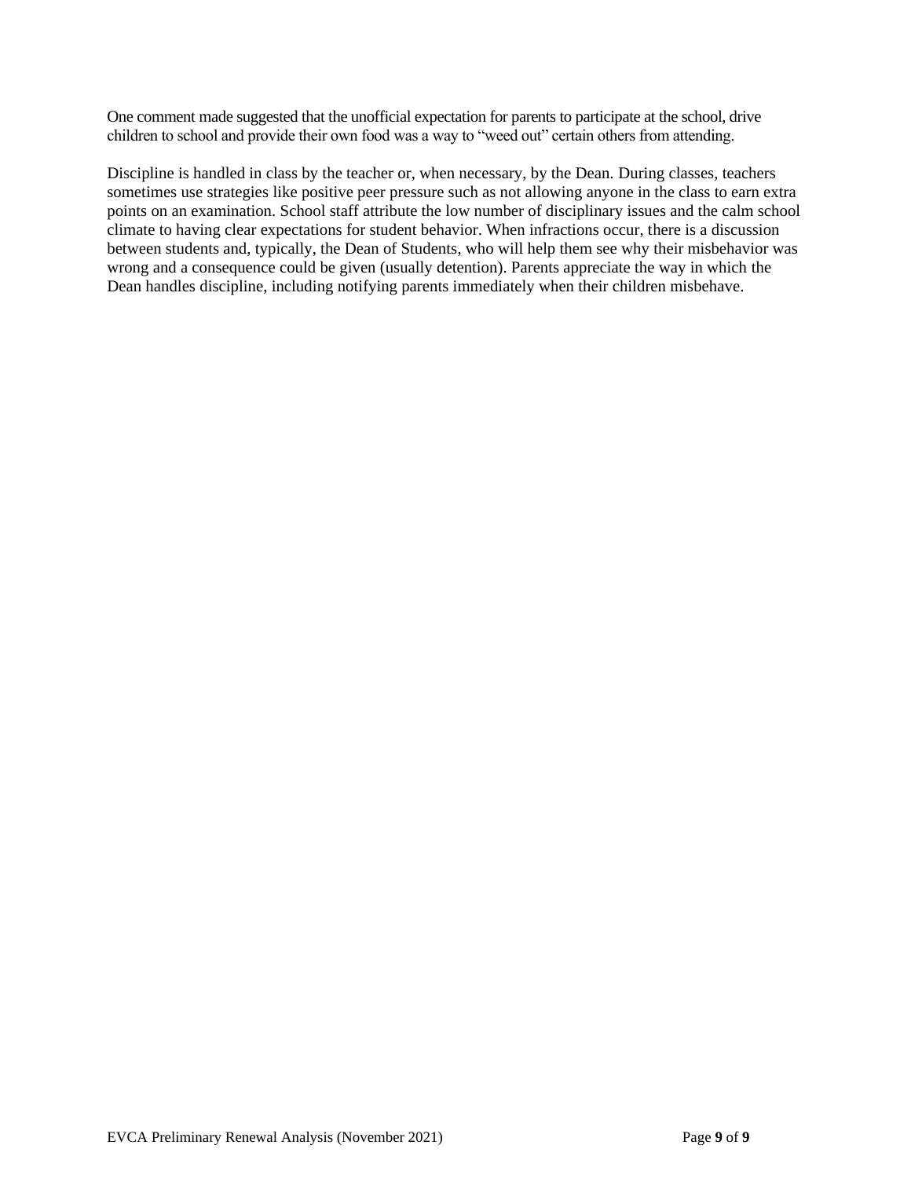One comment made suggested that the unofficial expectation for parents to participate at the school, drive children to school and provide their own food was a way to "weed out" certain others from attending.

Discipline is handled in class by the teacher or, when necessary, by the Dean. During classes, teachers sometimes use strategies like positive peer pressure such as not allowing anyone in the class to earn extra points on an examination. School staff attribute the low number of disciplinary issues and the calm school climate to having clear expectations for student behavior. When infractions occur, there is a discussion between students and, typically, the Dean of Students, who will help them see why their misbehavior was wrong and a consequence could be given (usually detention). Parents appreciate the way in which the Dean handles discipline, including notifying parents immediately when their children misbehave.